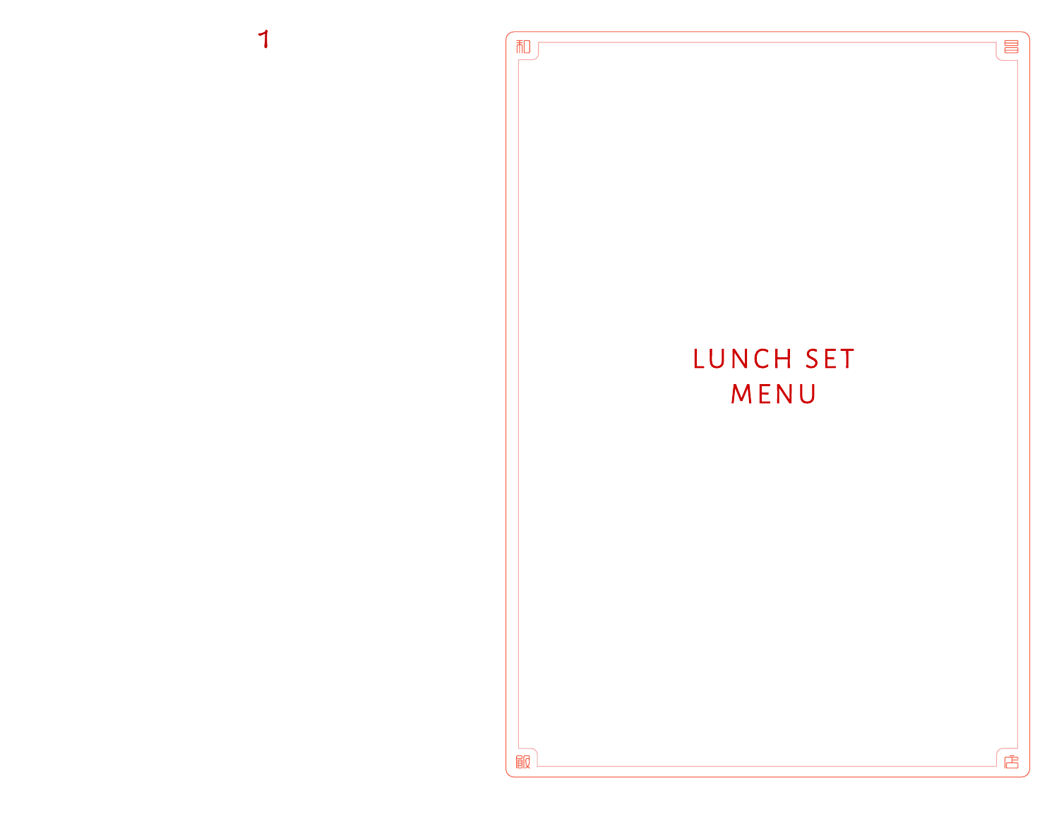和 昌

# LUNCH SET MENU

飯 店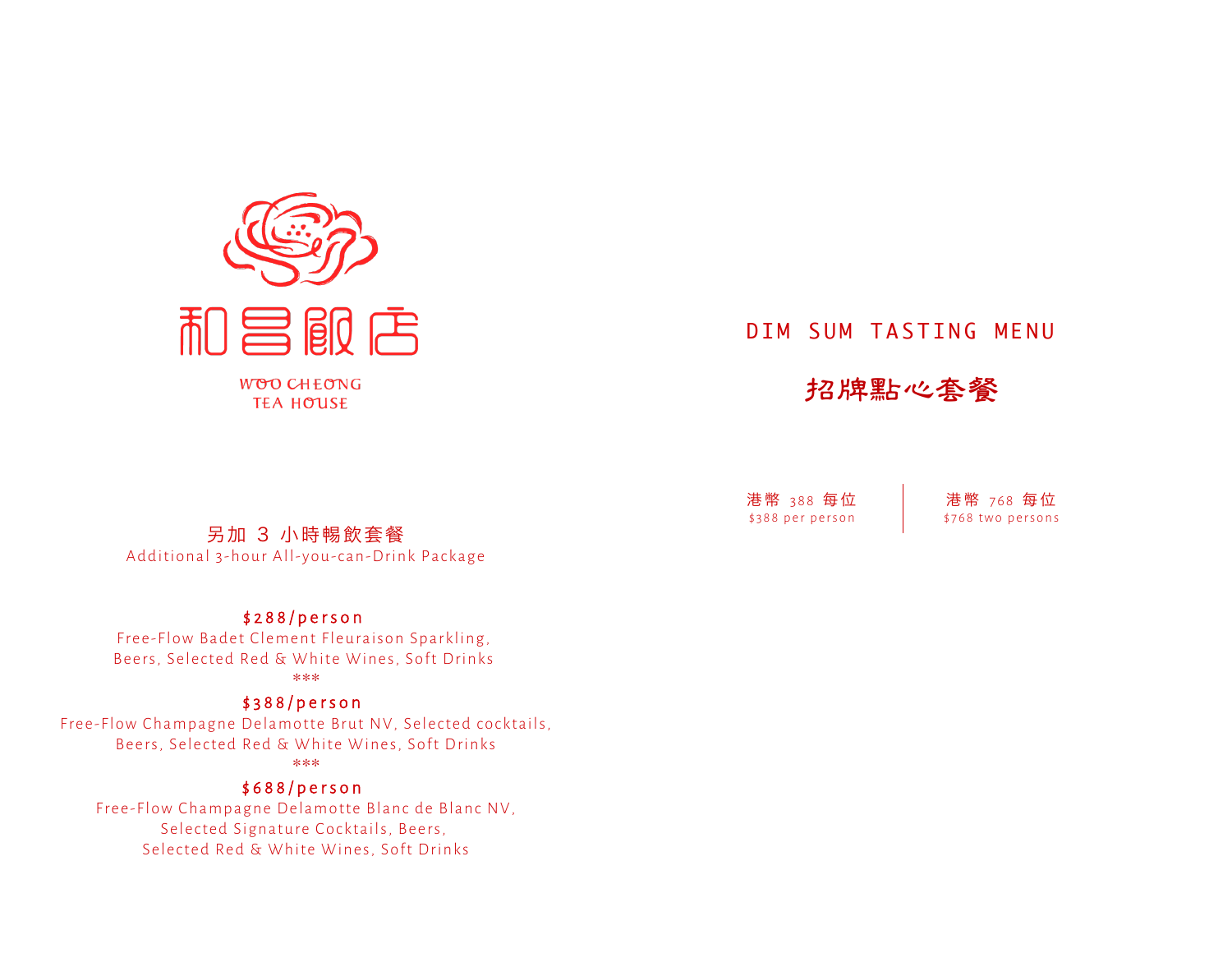和昌飯店

WOO CHEONG
TEA HOUSE

另加 3 小時暢飲套餐
Additional 3-hour All-you-can-Drink Package

**$288/person**
Free-Flow Badet Clement Fleuraison Sparkling,
Beers, Selected Red & White Wines, Soft Drinks

***

**$388/person**
Free-Flow Champagne Delamotte Brut NV, Selected cocktails,
Beers, Selected Red & White Wines, Soft Drinks

***

**$688/person**
Free-Flow Champagne Delamotte Blanc de Blanc NV,
Selected Signature Cocktails, Beers,
Selected Red & White Wines, Soft Drinks

# DIM SUM TASTING MENU

## 招牌點心套餐

港幣 388 每位
$388 per person

港幣 768 每位
$768 two persons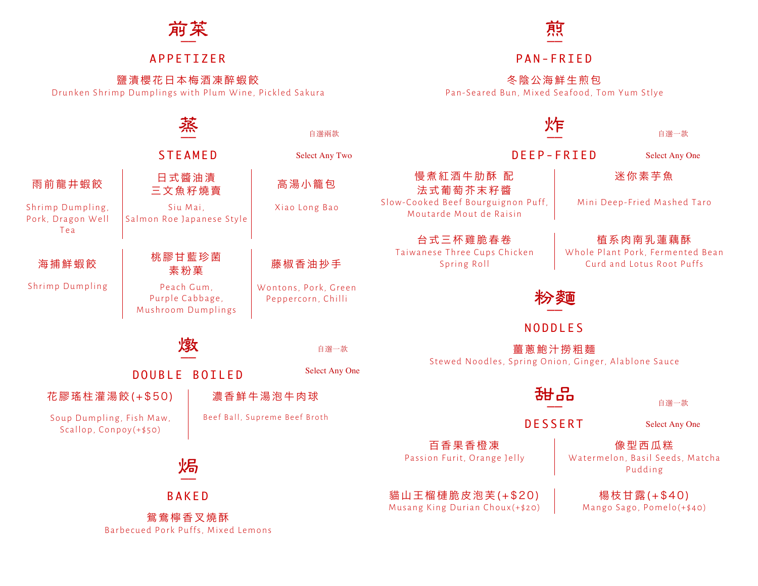## 前菜

## APPETIZER

鹽漬櫻花日本梅酒凍醉蝦餃
Drunken Shrimp Dumplings with Plum Wine, Pickled Sakura

## 蒸

## STEAMED

自選兩款
Select Any Two

雨前龍井蝦餃
Shrimp Dumpling, Pork, Dragon Well Tea

日式醬油漬
三文魚籽燒賣
Siu Mai, Salmon Roe Japanese Style

高湯小籠包
Xiao Long Bao

海捕鮮蝦餃
Shrimp Dumpling

桃膠甘藍珍菌
素粉菓
Peach Gum, Purple Cabbage, Mushroom Dumplings

藤椒香油抄手
Wontons, Pork, Green Peppercorn, Chilli

## 燉

## DOUBLE BOILED

自選一款
Select Any One

花膠瑤柱灌湯餃(+$50)
Soup Dumpling, Fish Maw, Scallop, Conpoy(+$50)

濃香鮮牛湯泡牛肉球
Beef Ball, Supreme Beef Broth

## 焗

## BAKED

鴛鴦檸香叉燒酥
Barbecued Pork Puffs, Mixed Lemons

## 煎

## PAN-FRIED

冬陰公海鮮生煎包
Pan-Seared Bun, Mixed Seafood, Tom Yum Stlye

## 炸

## DEEP-FRIED

自選一款
Select Any One

慢煮紅酒牛肋酥 配
法式葡萄芥末籽醬
Slow-Cooked Beef Bourguignon Puff, Moutarde Mout de Raisin

迷你素芋魚
Mini Deep-Fried Mashed Taro

台式三杯雞脆春卷
Taiwanese Three Cups Chicken Spring Roll

植系肉南乳蓮藕酥
Whole Plant Pork, Fermented Bean Curd and Lotus Root Puffs

## 粉麵

## NODDLES

薑蔥鮑汁撈粗麵
Stewed Noodles, Spring Onion, Ginger, Alablone Sauce

## 甜品

## DESSERT

自選一款
Select Any One

百香果香橙凍
Passion Furit, Orange Jelly

像型西瓜糕
Watermelon, Basil Seeds, Matcha Pudding

貓山王榴槤脆皮泡芙(+$20)
Musang King Durian Choux(+$20)

楊枝甘露(+$40)
Mango Sago, Pomelo(+$40)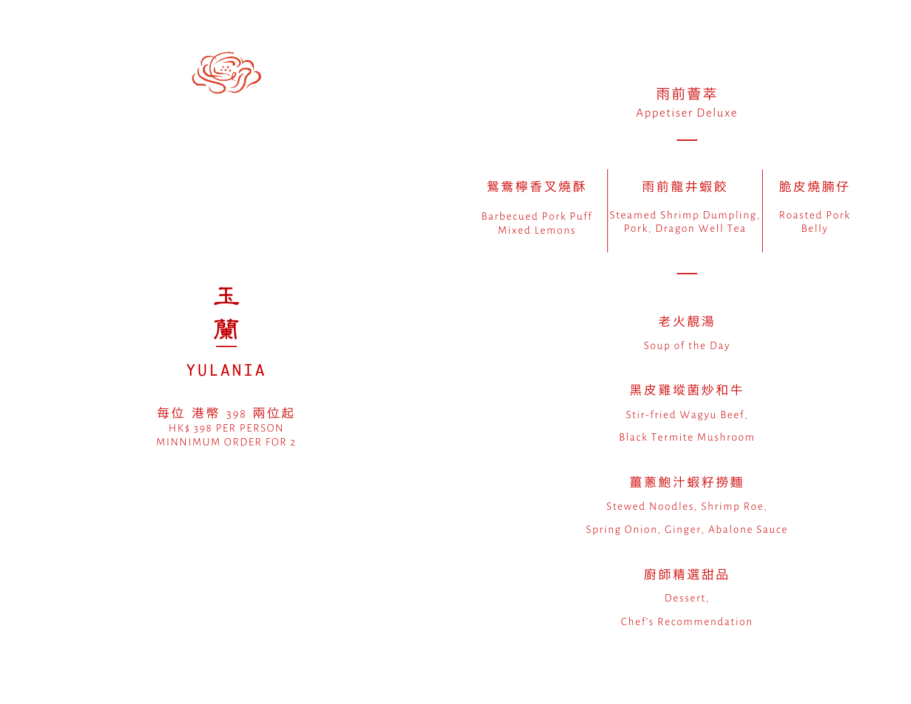# 玉蘭

## YULANIA

每位 港幣 398 兩位起
HK$ 398 PER PERSON
MINNIMUM ORDER FOR 2

---

### 雨前薈萃
Appetiser Deluxe

| 鴛鴦檸香叉燒酥 | 雨前龍井蝦餃 | 脆皮燒腩仔 |
| --- | --- | --- |
| Barbecued Pork Puff Mixed Lemons | Steamed Shrimp Dumpling, Pork, Dragon Well Tea | Roasted Pork Belly |

### 老火靚湯
Soup of the Day

### 黑皮雞樅菌炒和牛
Stir-fried Wagyu Beef,
Black Termite Mushroom

### 薑蔥鮑汁蝦籽撈麵
Stewed Noodles, Shrimp Roe,
Spring Onion, Ginger, Abalone Sauce

### 廚師精選甜品
Dessert,
Chef's Recommendation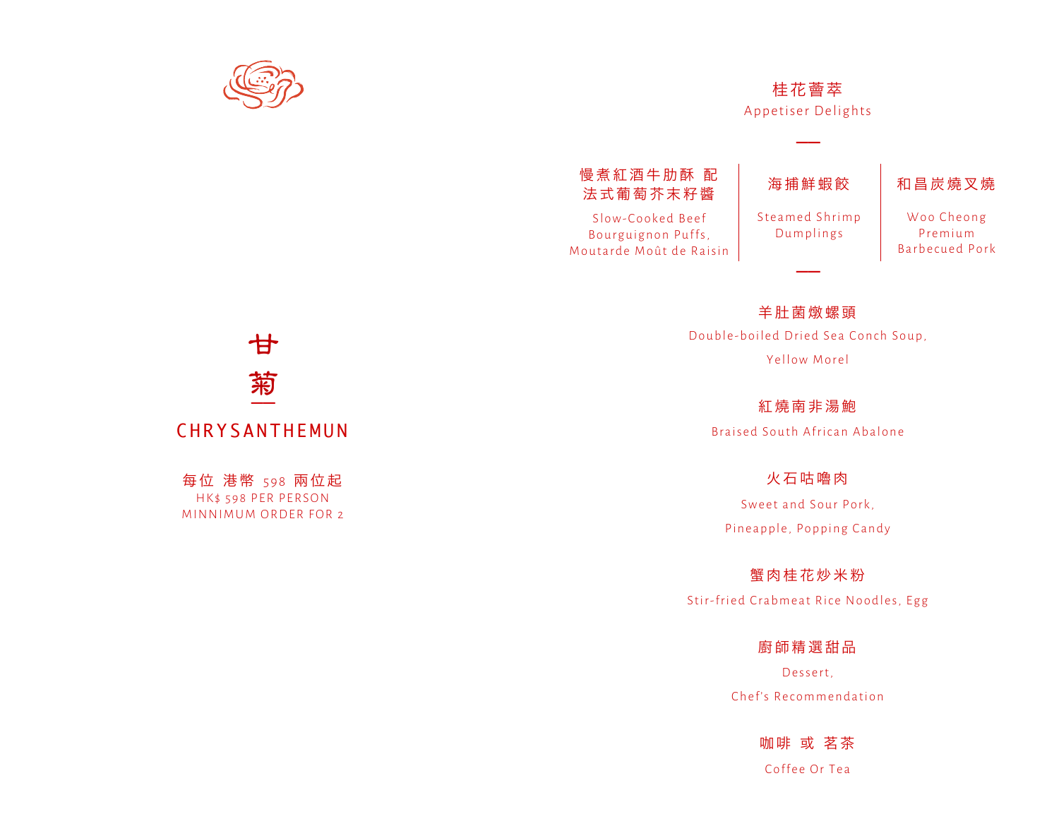# 甘菊

# CHRYSANTHEMUN

每位 港幣 598 兩位起
HK$ 598 PER PERSON
MINNIMUM ORDER FOR 2

## 桂花薈萃
Appetiser Delights

慢煮紅酒牛肋酥 配 法式葡萄芥末籽醬
Slow-Cooked Beef Bourguignon Puffs, Moutarde Moût de Raisin

海捕鮮蝦餃
Steamed Shrimp Dumplings

和昌炭燒叉燒
Woo Cheong Premium Barbecued Pork

## 羊肚菌燉螺頭
Double-boiled Dried Sea Conch Soup, Yellow Morel

## 紅燒南非湯鮑
Braised South African Abalone

## 火石咕嚕肉
Sweet and Sour Pork, Pineapple, Popping Candy

## 蟹肉桂花炒米粉
Stir-fried Crabmeat Rice Noodles, Egg

## 廚師精選甜品
Dessert, Chef's Recommendation

## 咖啡 或 茗茶
Coffee Or Tea